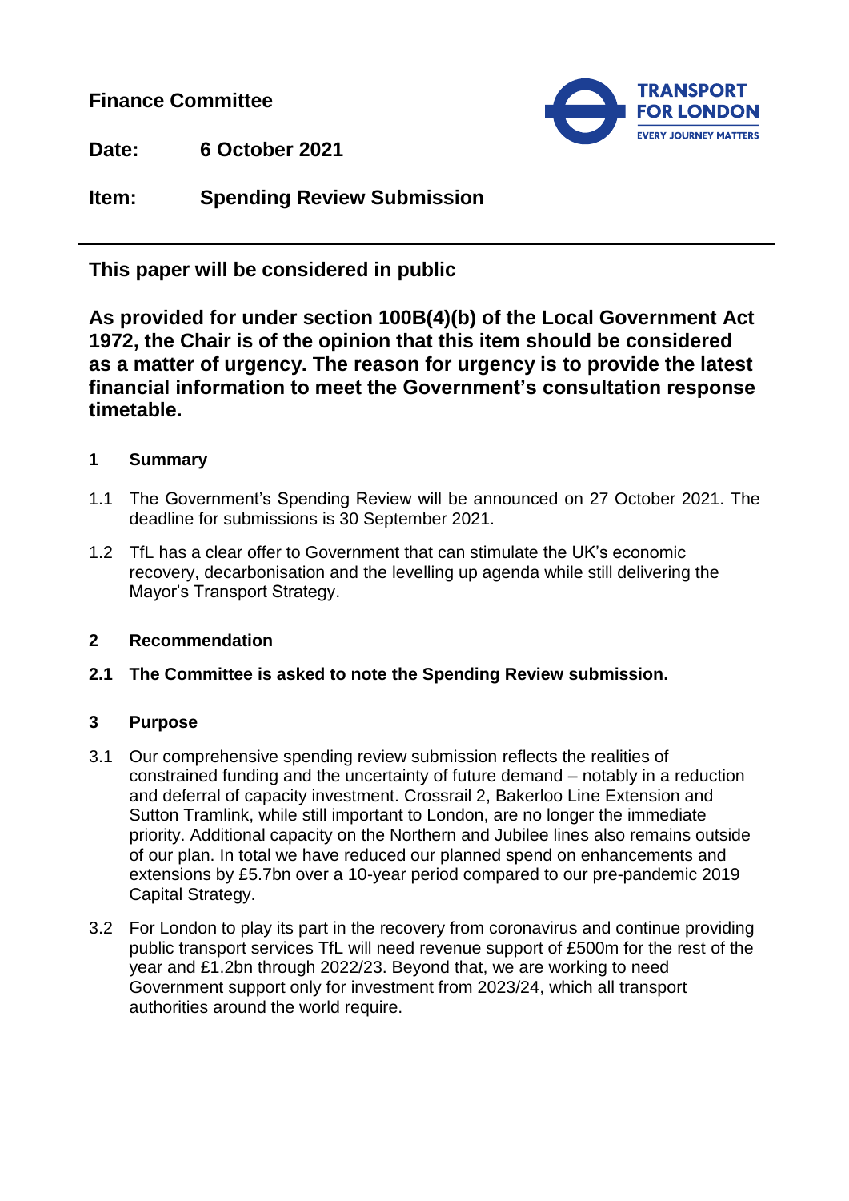**Finance Committee**

**Date:** **6 October 2021**

**Item:** **Spending Review Submission**

---

**This paper will be considered in public**

**As provided for under section 100B(4)(b) of the Local Government Act 1972, the Chair is of the opinion that this item should be considered as a matter of urgency. The reason for urgency is to provide the latest financial information to meet the Government's consultation response timetable.**

## 1 Summary

1.1 The Government's Spending Review will be announced on 27 October 2021. The deadline for submissions is 30 September 2021.

1.2 TfL has a clear offer to Government that can stimulate the UK's economic recovery, decarbonisation and the levelling up agenda while still delivering the Mayor's Transport Strategy.

## 2 Recommendation

**2.1 The Committee is asked to note the Spending Review submission.**

## 3 Purpose

3.1 Our comprehensive spending review submission reflects the realities of constrained funding and the uncertainty of future demand – notably in a reduction and deferral of capacity investment. Crossrail 2, Bakerloo Line Extension and Sutton Tramlink, while still important to London, are no longer the immediate priority. Additional capacity on the Northern and Jubilee lines also remains outside of our plan. In total we have reduced our planned spend on enhancements and extensions by £5.7bn over a 10-year period compared to our pre-pandemic 2019 Capital Strategy.

3.2 For London to play its part in the recovery from coronavirus and continue providing public transport services TfL will need revenue support of £500m for the rest of the year and £1.2bn through 2022/23. Beyond that, we are working to need Government support only for investment from 2023/24, which all transport authorities around the world require.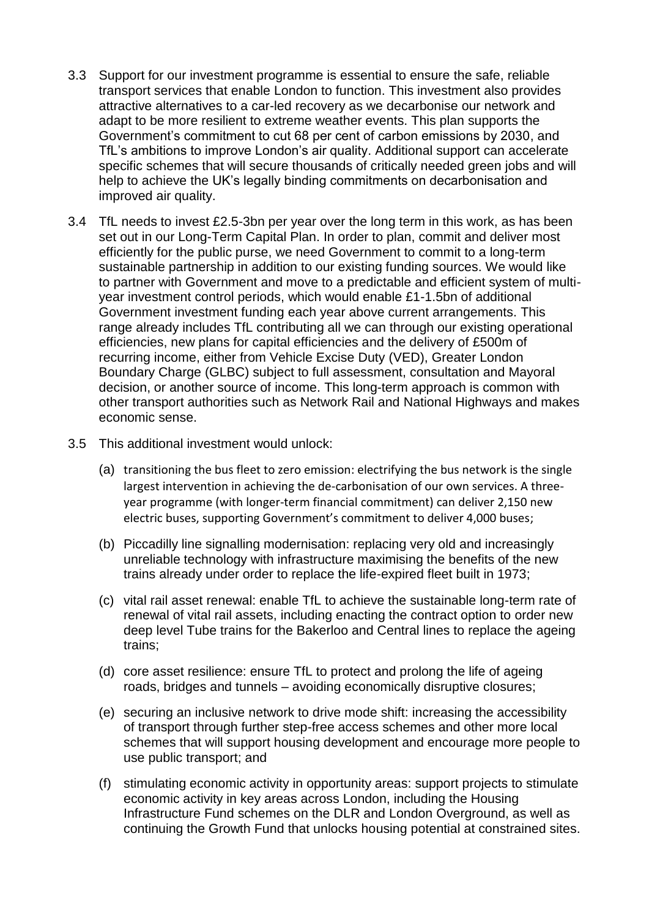3.3 Support for our investment programme is essential to ensure the safe, reliable transport services that enable London to function. This investment also provides attractive alternatives to a car-led recovery as we decarbonise our network and adapt to be more resilient to extreme weather events. This plan supports the Government's commitment to cut 68 per cent of carbon emissions by 2030, and TfL's ambitions to improve London's air quality. Additional support can accelerate specific schemes that will secure thousands of critically needed green jobs and will help to achieve the UK's legally binding commitments on decarbonisation and improved air quality.

3.4 TfL needs to invest £2.5-3bn per year over the long term in this work, as has been set out in our Long-Term Capital Plan. In order to plan, commit and deliver most efficiently for the public purse, we need Government to commit to a long-term sustainable partnership in addition to our existing funding sources. We would like to partner with Government and move to a predictable and efficient system of multi-year investment control periods, which would enable £1-1.5bn of additional Government investment funding each year above current arrangements. This range already includes TfL contributing all we can through our existing operational efficiencies, new plans for capital efficiencies and the delivery of £500m of recurring income, either from Vehicle Excise Duty (VED), Greater London Boundary Charge (GLBC) subject to full assessment, consultation and Mayoral decision, or another source of income. This long-term approach is common with other transport authorities such as Network Rail and National Highways and makes economic sense.

3.5 This additional investment would unlock:

(a) transitioning the bus fleet to zero emission: electrifying the bus network is the single largest intervention in achieving the de-carbonisation of our own services. A three-year programme (with longer-term financial commitment) can deliver 2,150 new electric buses, supporting Government's commitment to deliver 4,000 buses;

(b) Piccadilly line signalling modernisation: replacing very old and increasingly unreliable technology with infrastructure maximising the benefits of the new trains already under order to replace the life-expired fleet built in 1973;

(c) vital rail asset renewal: enable TfL to achieve the sustainable long-term rate of renewal of vital rail assets, including enacting the contract option to order new deep level Tube trains for the Bakerloo and Central lines to replace the ageing trains;

(d) core asset resilience: ensure TfL to protect and prolong the life of ageing roads, bridges and tunnels – avoiding economically disruptive closures;

(e) securing an inclusive network to drive mode shift: increasing the accessibility of transport through further step-free access schemes and other more local schemes that will support housing development and encourage more people to use public transport; and

(f) stimulating economic activity in opportunity areas: support projects to stimulate economic activity in key areas across London, including the Housing Infrastructure Fund schemes on the DLR and London Overground, as well as continuing the Growth Fund that unlocks housing potential at constrained sites.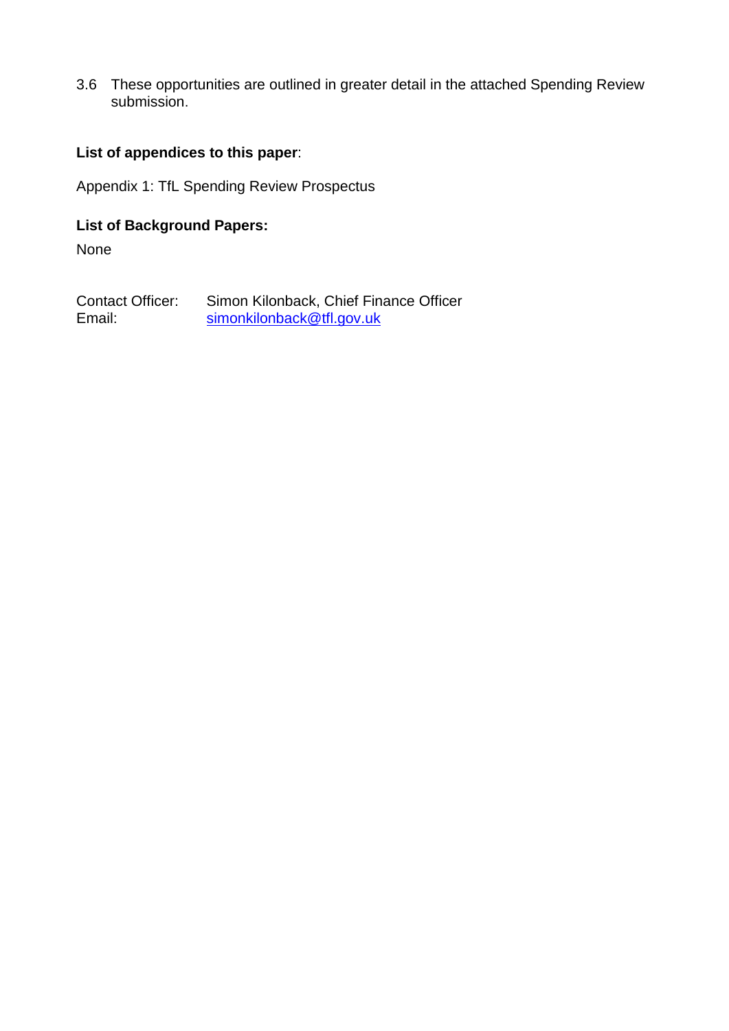3.6 These opportunities are outlined in greater detail in the attached Spending Review submission.

**List of appendices to this paper**:

Appendix 1: TfL Spending Review Prospectus

**List of Background Papers:**

None

Contact Officer: Simon Kilonback, Chief Finance Officer
Email: simonkilonback@tfl.gov.uk